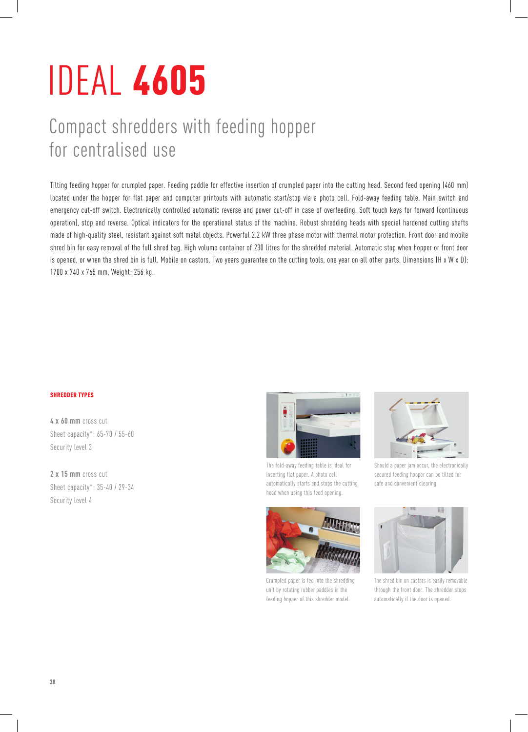# IDEAL **4605**

## Compact shredders with feeding hopper for centralised use

Tilting feeding hopper for crumpled paper. Feeding paddle for effective insertion of crumpled paper into the cutting head. Second feed opening (460 mm) located under the hopper for flat paper and computer printouts with automatic start/stop via a photo cell. Fold-away feeding table. Main switch and emergency cut-off switch. Electronically controlled automatic reverse and power cut-off in case of overfeeding. Soft touch keys for forward (continuous operation), stop and reverse. Optical indicators for the operational status of the machine. Robust shredding heads with special hardened cutting shafts made of high-quality steel, resistant against soft metal objects. Powerful 2.2 kW three phase motor with thermal motor protection. Front door and mobile shred bin for easy removal of the full shred bag. High volume container of 230 litres for the shredded material. Automatic stop when hopper or front door is opened, or when the shred bin is full. Mobile on castors. Two years guarantee on the cutting tools, one year on all other parts. Dimensions (H x W x D): 1700 x 740 x 765 mm, Weight: 256 kg.

**SHREDDER TYPES**

**4 x 60 mm** cross cut
Sheet capacity*: 65-70 / 55-60
Security level 3

**2 x 15 mm** cross cut
Sheet capacity*: 35-40 / 29-34
Security level 4

The fold-away feeding table is ideal for inserting flat paper. A photo cell automatically starts and stops the cutting head when using this feed opening.

Should a paper jam occur, the electronically secured feeding hopper can be tilted for safe and convenient clearing.

Crumpled paper is fed into the shredding unit by rotating rubber paddles in the feeding hopper of this shredder model.

The shred bin on castors is easily removable through the front door. The shredder stops automatically if the door is opened.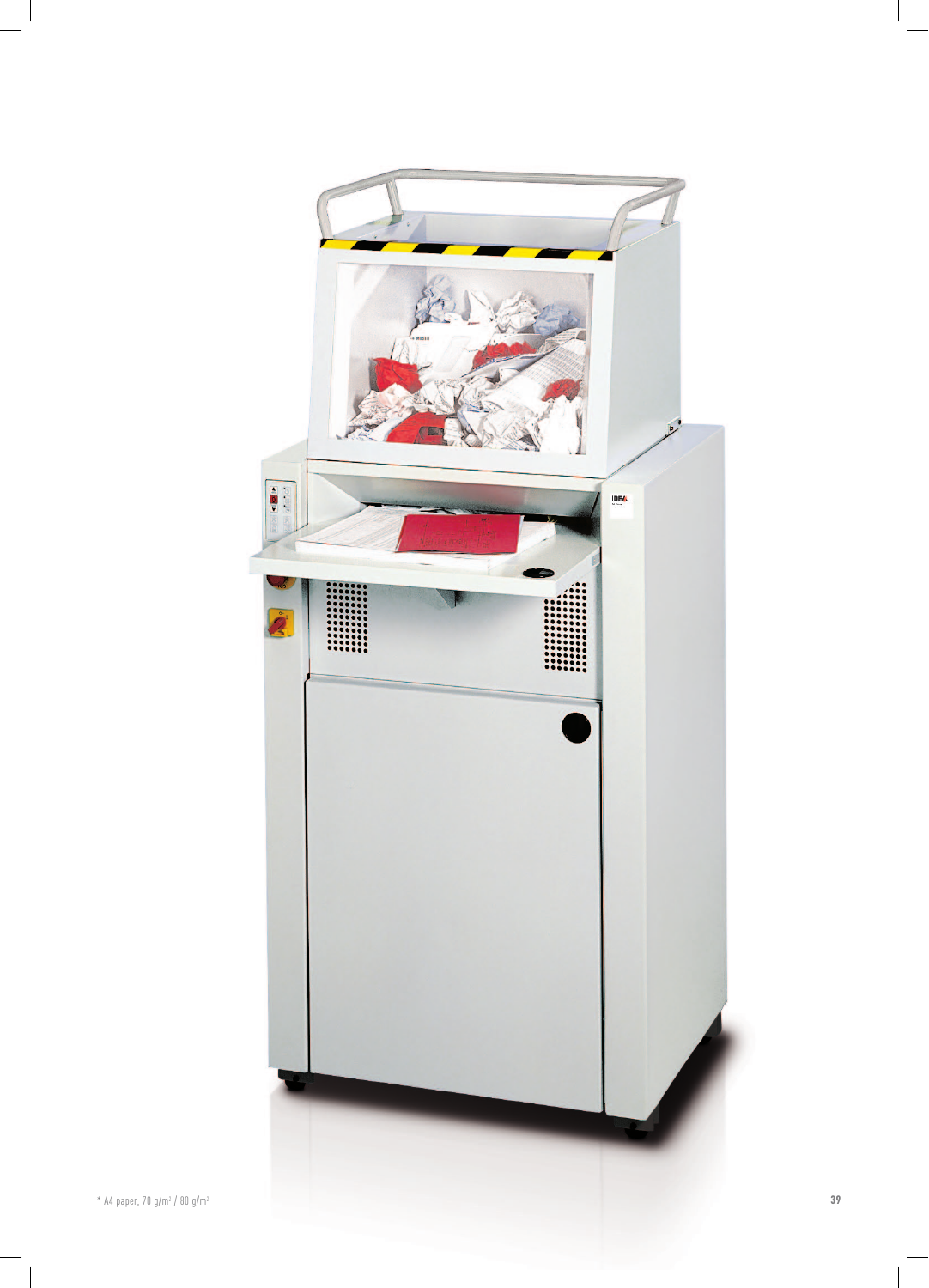* A4 paper, 70 g/m² / 80 g/m²